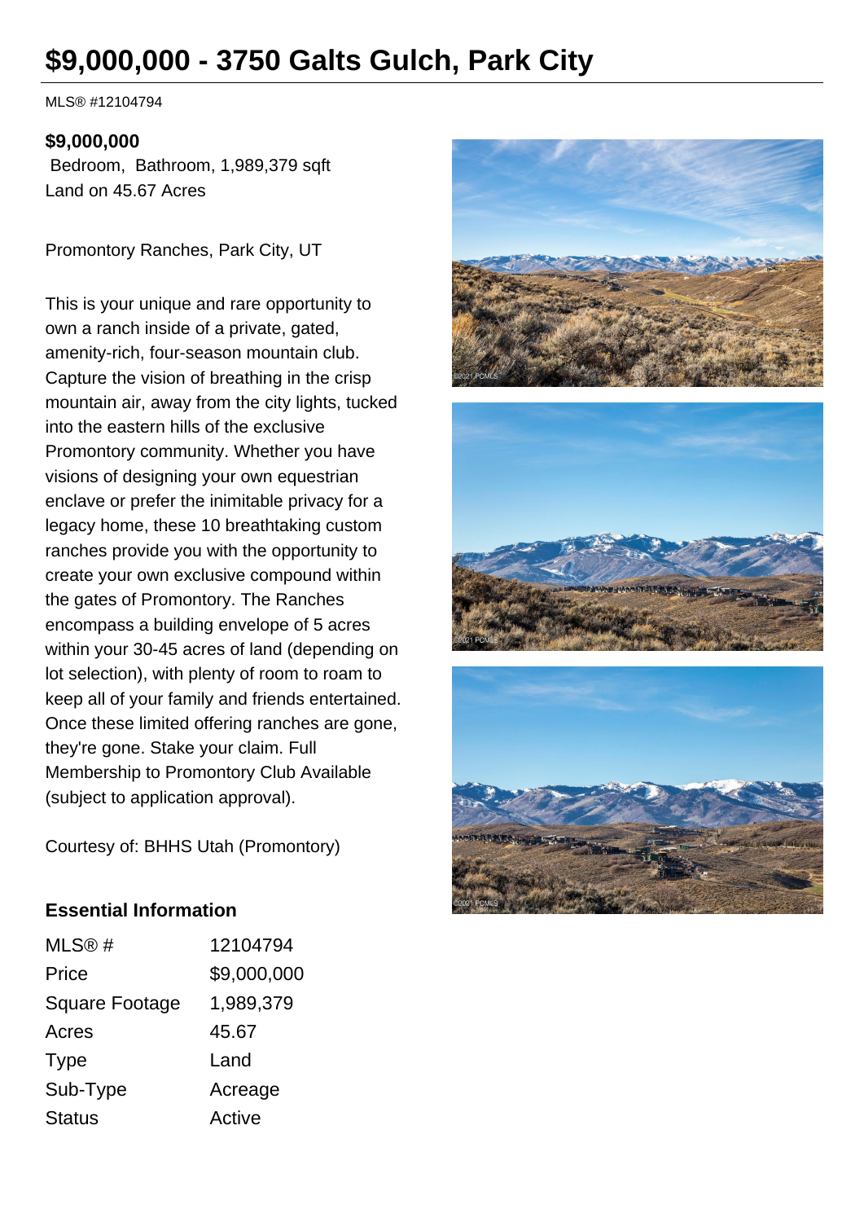# $9,000,000 - 3750 Galts Gulch, Park City

MLS® #12104794

**$9,000,000**
Bedroom, Bathroom, 1,989,379 sqft
Land on 45.67 Acres

Promontory Ranches, Park City, UT

This is your unique and rare opportunity to own a ranch inside of a private, gated, amenity-rich, four-season mountain club. Capture the vision of breathing in the crisp mountain air, away from the city lights, tucked into the eastern hills of the exclusive Promontory community. Whether you have visions of designing your own equestrian enclave or prefer the inimitable privacy for a legacy home, these 10 breathtaking custom ranches provide you with the opportunity to create your own exclusive compound within the gates of Promontory. The Ranches encompass a building envelope of 5 acres within your 30-45 acres of land (depending on lot selection), with plenty of room to roam to keep all of your family and friends entertained. Once these limited offering ranches are gone, they're gone. Stake your claim. Full Membership to Promontory Club Available (subject to application approval).

Courtesy of: BHHS Utah (Promontory)

## Essential Information

| | |
|---|---|
| MLS® # | 12104794 |
| Price | $9,000,000 |
| Square Footage | 1,989,379 |
| Acres | 45.67 |
| Type | Land |
| Sub-Type | Acreage |
| Status | Active |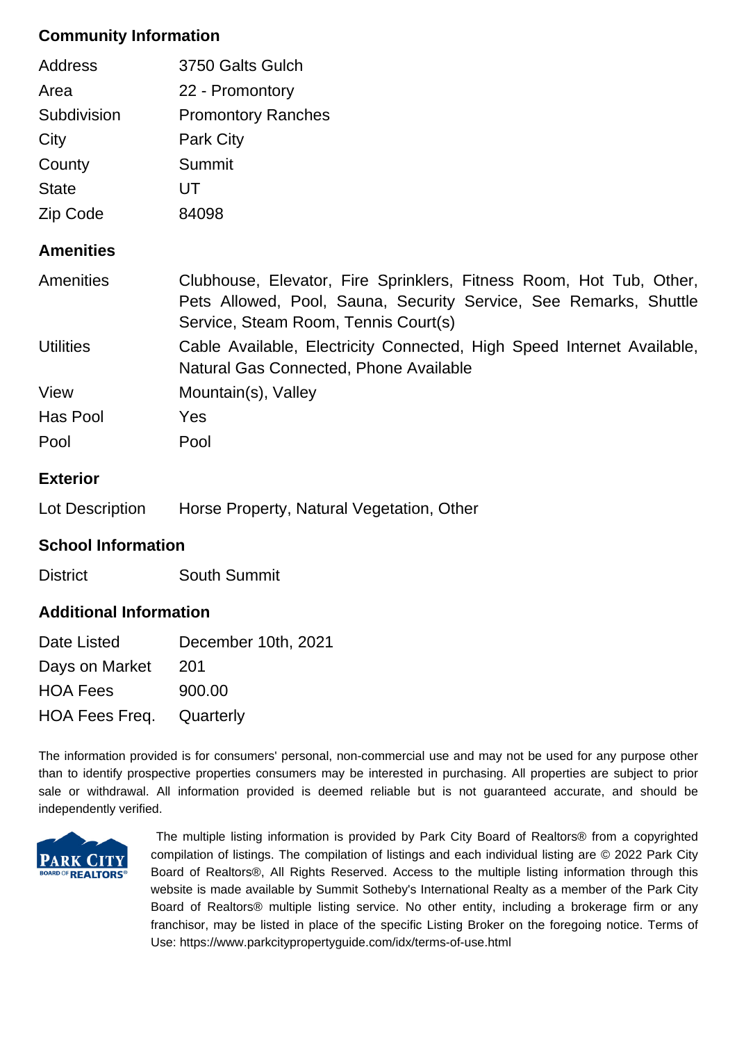## Community Information

| | |
|---|---|
| Address | 3750 Galts Gulch |
| Area | 22 - Promontory |
| Subdivision | Promontory Ranches |
| City | Park City |
| County | Summit |
| State | UT |
| Zip Code | 84098 |

## Amenities

| | |
|---|---|
| Amenities | Clubhouse, Elevator, Fire Sprinklers, Fitness Room, Hot Tub, Other, Pets Allowed, Pool, Sauna, Security Service, See Remarks, Shuttle Service, Steam Room, Tennis Court(s) |
| Utilities | Cable Available, Electricity Connected, High Speed Internet Available, Natural Gas Connected, Phone Available |
| View | Mountain(s), Valley |
| Has Pool | Yes |
| Pool | Pool |

## Exterior

| | |
|---|---|
| Lot Description | Horse Property, Natural Vegetation, Other |

## School Information

| | |
|---|---|
| District | South Summit |

## Additional Information

| | |
|---|---|
| Date Listed | December 10th, 2021 |
| Days on Market | 201 |
| HOA Fees | 900.00 |
| HOA Fees Freq. | Quarterly |

The information provided is for consumers' personal, non-commercial use and may not be used for any purpose other than to identify prospective properties consumers may be interested in purchasing. All properties are subject to prior sale or withdrawal. All information provided is deemed reliable but is not guaranteed accurate, and should be independently verified.

PARK CITY BOARD OF REALTORS®

The multiple listing information is provided by Park City Board of Realtors® from a copyrighted compilation of listings. The compilation of listings and each individual listing are © 2022 Park City Board of Realtors®, All Rights Reserved. Access to the multiple listing information through this website is made available by Summit Sotheby's International Realty as a member of the Park City Board of Realtors® multiple listing service. No other entity, including a brokerage firm or any franchisor, may be listed in place of the specific Listing Broker on the foregoing notice. Terms of Use: https://www.parkcitypropertyguide.com/idx/terms-of-use.html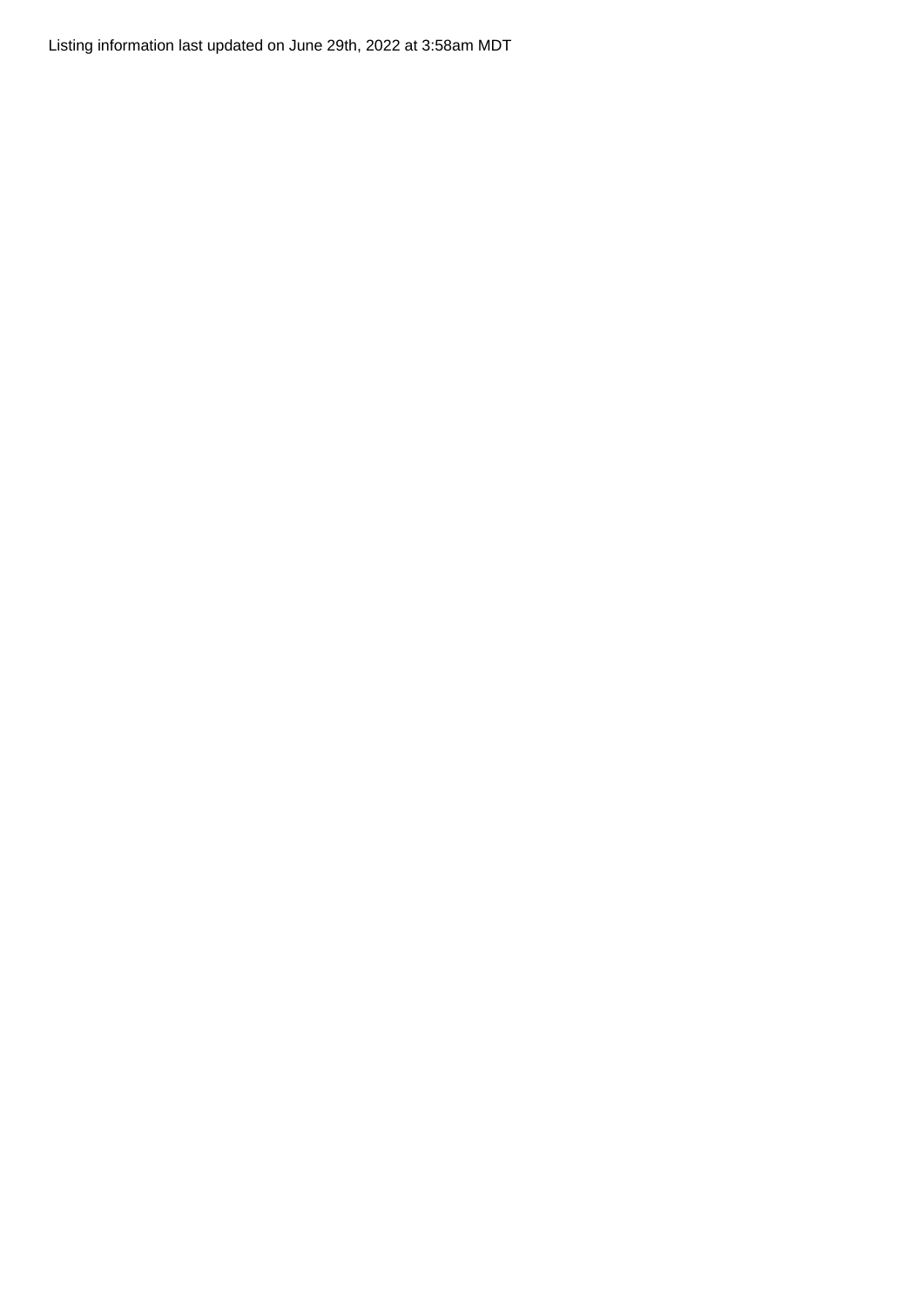Listing information last updated on June 29th, 2022 at 3:58am MDT